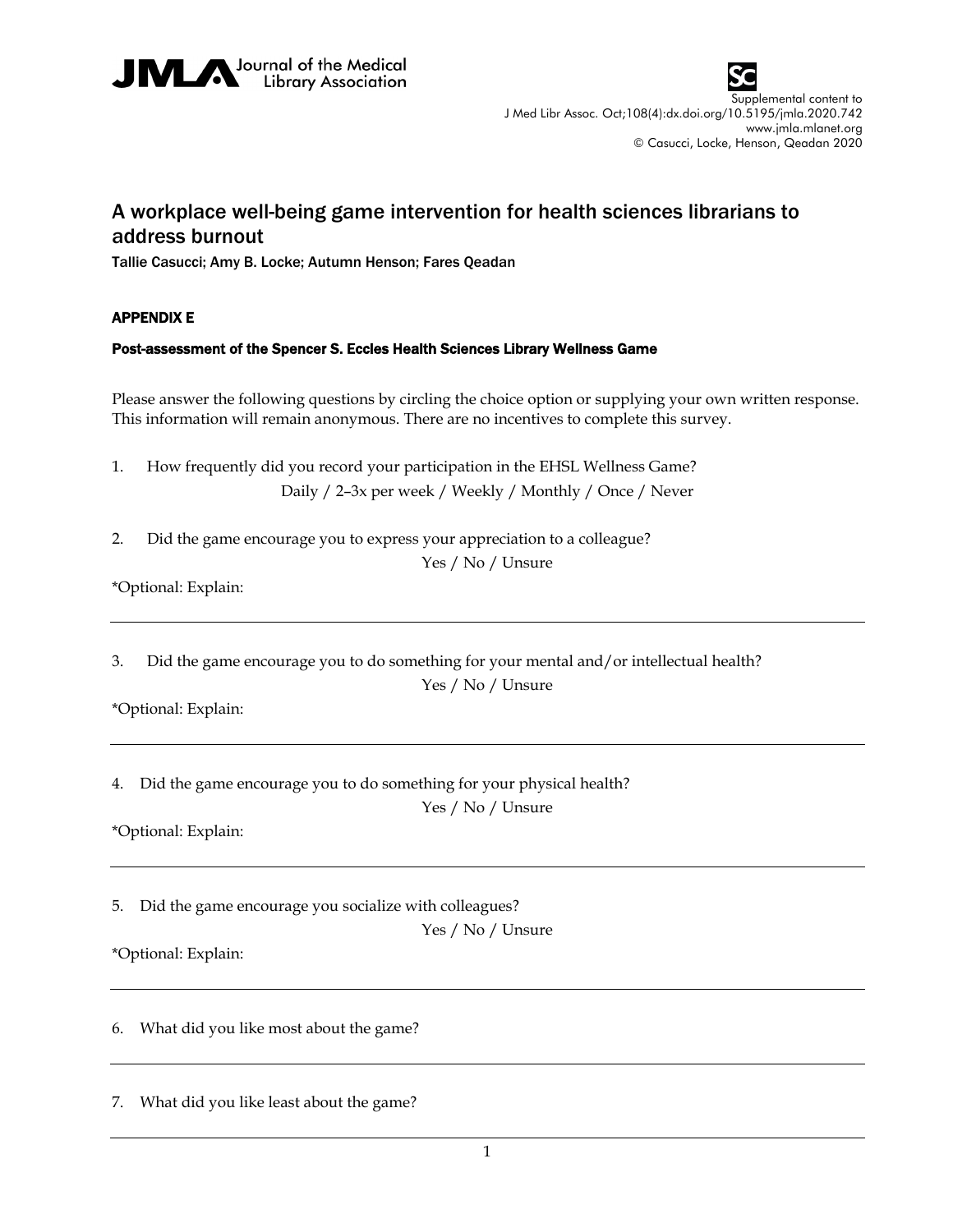# A workplace well-being game intervention for health sciences librarians to address burnout

Tallie Casucci; Amy B. Locke; Autumn Henson; Fares Qeadan

## APPENDIX E

### Post-assessment of the Spencer S. Eccles Health Sciences Library Wellness Game

Please answer the following questions by circling the choice option or supplying your own written response. This information will remain anonymous. There are no incentives to complete this survey.

1. How frequently did you record your participation in the EHSL Wellness Game?

   Daily / 2–3x per week / Weekly / Monthly / Once / Never

2. Did the game encourage you to express your appreciation to a colleague?

   Yes / No / Unsure

*Optional: Explain:

---

3. Did the game encourage you to do something for your mental and/or intellectual health?

   Yes / No / Unsure

*Optional: Explain:

---

4. Did the game encourage you to do something for your physical health?

   Yes / No / Unsure

*Optional: Explain:

---

5. Did the game encourage you socialize with colleagues?

   Yes / No / Unsure

*Optional: Explain:

---

6. What did you like most about the game?

---

7. What did you like least about the game?

---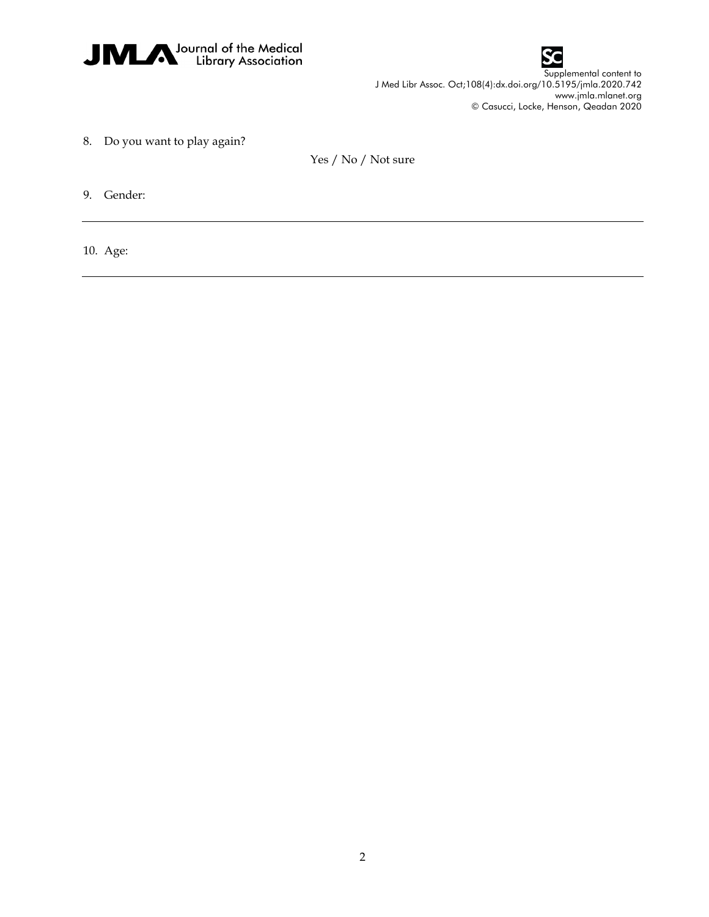8. Do you want to play again?

   Yes / No / Not sure

9. Gender:

---

10. Age:

---